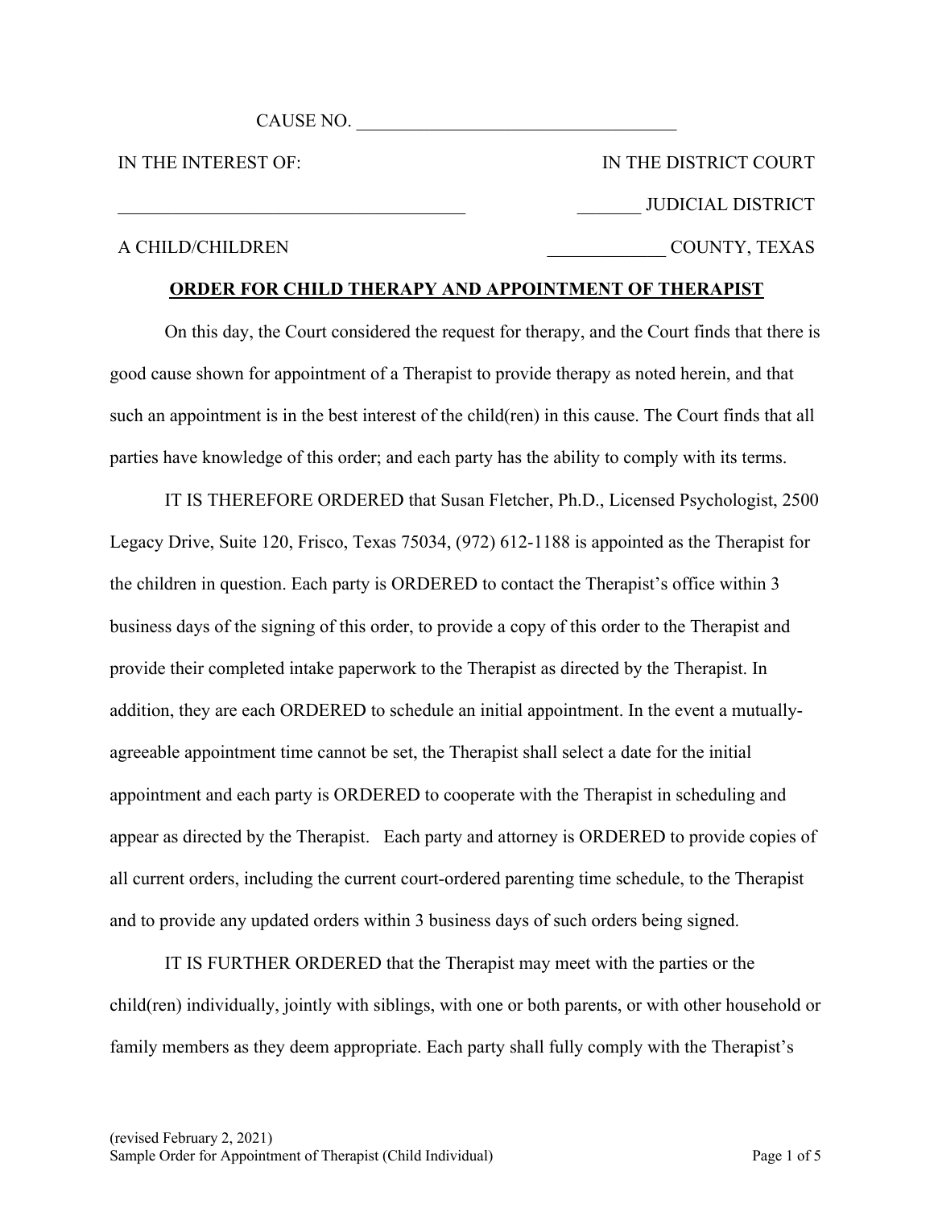CAUSE NO. ___________________________________

| IN THE INTEREST OF: | IN THE DISTRICT COURT |
|---|---|
| ______________________________________ | _______ JUDICIAL DISTRICT |
| A CHILD/CHILDREN | _____________ COUNTY, TEXAS |

**ORDER FOR CHILD THERAPY AND APPOINTMENT OF THERAPIST**

On this day, the Court considered the request for therapy, and the Court finds that there is good cause shown for appointment of a Therapist to provide therapy as noted herein, and that such an appointment is in the best interest of the child(ren) in this cause. The Court finds that all parties have knowledge of this order; and each party has the ability to comply with its terms.

IT IS THEREFORE ORDERED that Susan Fletcher, Ph.D., Licensed Psychologist, 2500 Legacy Drive, Suite 120, Frisco, Texas 75034, (972) 612-1188 is appointed as the Therapist for the children in question. Each party is ORDERED to contact the Therapist's office within 3 business days of the signing of this order, to provide a copy of this order to the Therapist and provide their completed intake paperwork to the Therapist as directed by the Therapist. In addition, they are each ORDERED to schedule an initial appointment. In the event a mutually-agreeable appointment time cannot be set, the Therapist shall select a date for the initial appointment and each party is ORDERED to cooperate with the Therapist in scheduling and appear as directed by the Therapist. Each party and attorney is ORDERED to provide copies of all current orders, including the current court-ordered parenting time schedule, to the Therapist and to provide any updated orders within 3 business days of such orders being signed.

IT IS FURTHER ORDERED that the Therapist may meet with the parties or the child(ren) individually, jointly with siblings, with one or both parents, or with other household or family members as they deem appropriate. Each party shall fully comply with the Therapist's

(revised February 2, 2021)
Sample Order for Appointment of Therapist (Child Individual)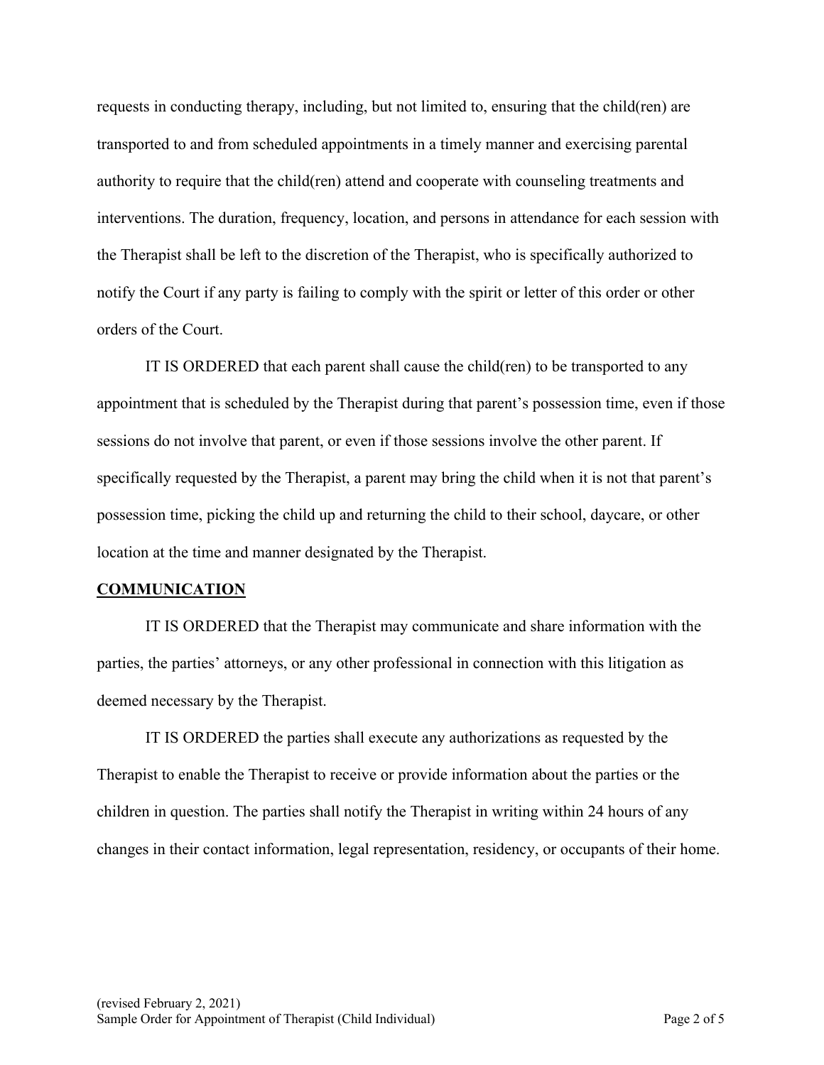requests in conducting therapy, including, but not limited to, ensuring that the child(ren) are transported to and from scheduled appointments in a timely manner and exercising parental authority to require that the child(ren) attend and cooperate with counseling treatments and interventions. The duration, frequency, location, and persons in attendance for each session with the Therapist shall be left to the discretion of the Therapist, who is specifically authorized to notify the Court if any party is failing to comply with the spirit or letter of this order or other orders of the Court.

IT IS ORDERED that each parent shall cause the child(ren) to be transported to any appointment that is scheduled by the Therapist during that parent's possession time, even if those sessions do not involve that parent, or even if those sessions involve the other parent. If specifically requested by the Therapist, a parent may bring the child when it is not that parent's possession time, picking the child up and returning the child to their school, daycare, or other location at the time and manner designated by the Therapist.

**COMMUNICATION**

IT IS ORDERED that the Therapist may communicate and share information with the parties, the parties' attorneys, or any other professional in connection with this litigation as deemed necessary by the Therapist.

IT IS ORDERED the parties shall execute any authorizations as requested by the Therapist to enable the Therapist to receive or provide information about the parties or the children in question. The parties shall notify the Therapist in writing within 24 hours of any changes in their contact information, legal representation, residency, or occupants of their home.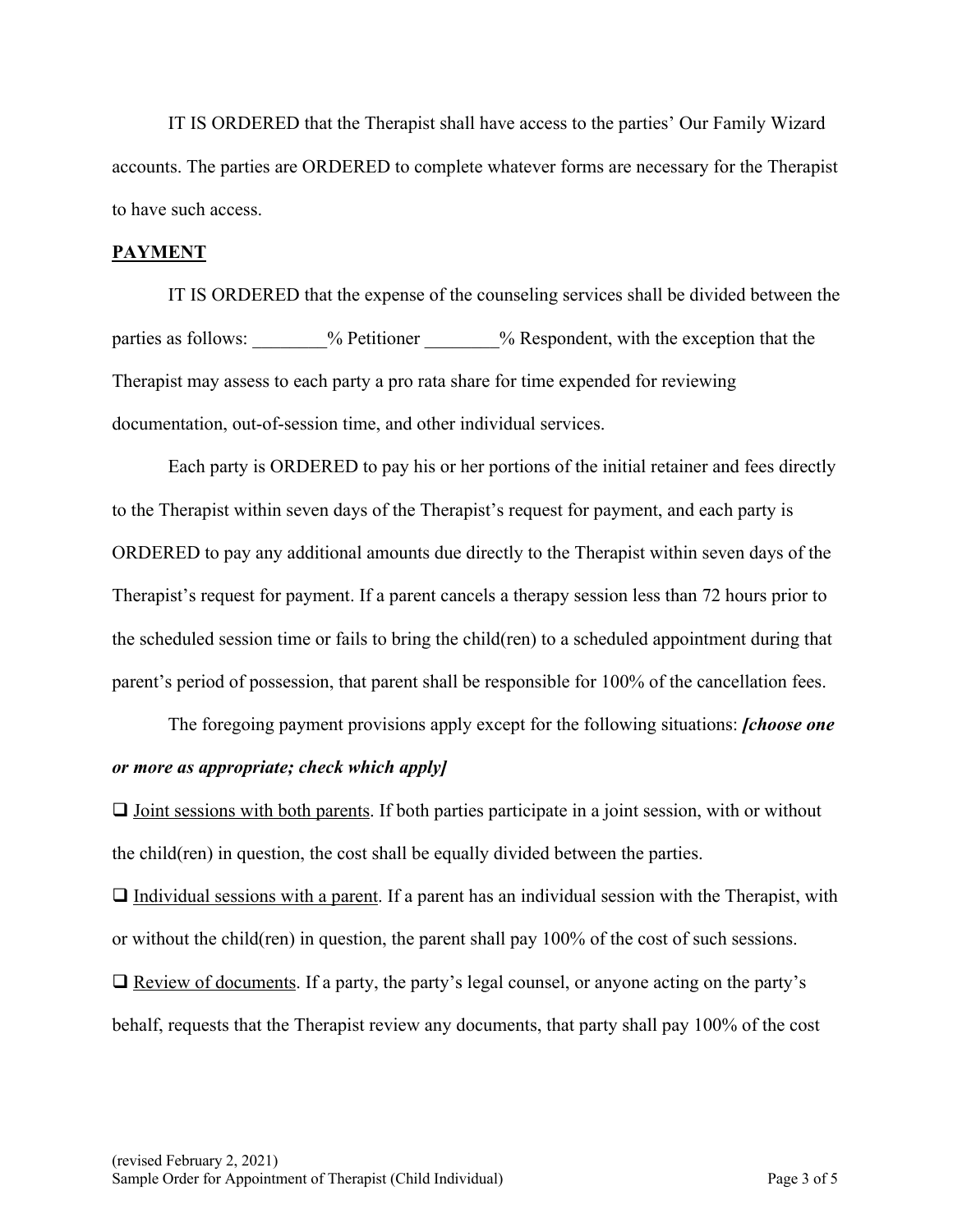IT IS ORDERED that the Therapist shall have access to the parties' Our Family Wizard accounts. The parties are ORDERED to complete whatever forms are necessary for the Therapist to have such access.

**PAYMENT**

IT IS ORDERED that the expense of the counseling services shall be divided between the parties as follows: ________% Petitioner ________% Respondent, with the exception that the Therapist may assess to each party a pro rata share for time expended for reviewing documentation, out-of-session time, and other individual services.

Each party is ORDERED to pay his or her portions of the initial retainer and fees directly to the Therapist within seven days of the Therapist's request for payment, and each party is ORDERED to pay any additional amounts due directly to the Therapist within seven days of the Therapist's request for payment. If a parent cancels a therapy session less than 72 hours prior to the scheduled session time or fails to bring the child(ren) to a scheduled appointment during that parent's period of possession, that parent shall be responsible for 100% of the cancellation fees.

The foregoing payment provisions apply except for the following situations: ***[choose one or more as appropriate; check which apply]***

❑ <u>Joint sessions with both parents</u>. If both parties participate in a joint session, with or without the child(ren) in question, the cost shall be equally divided between the parties.

❑ <u>Individual sessions with a parent</u>. If a parent has an individual session with the Therapist, with or without the child(ren) in question, the parent shall pay 100% of the cost of such sessions.

❑ <u>Review of documents</u>. If a party, the party's legal counsel, or anyone acting on the party's behalf, requests that the Therapist review any documents, that party shall pay 100% of the cost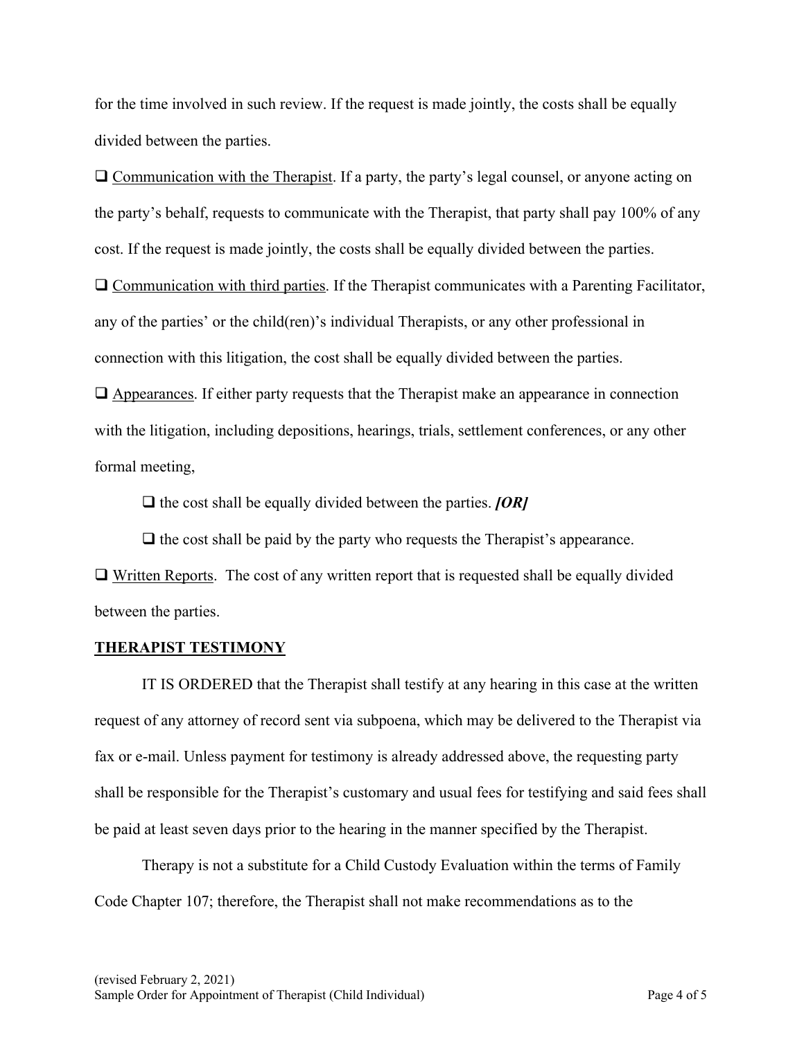for the time involved in such review. If the request is made jointly, the costs shall be equally divided between the parties.

❑ Communication with the Therapist. If a party, the party's legal counsel, or anyone acting on the party's behalf, requests to communicate with the Therapist, that party shall pay 100% of any cost. If the request is made jointly, the costs shall be equally divided between the parties.

❑ Communication with third parties. If the Therapist communicates with a Parenting Facilitator, any of the parties' or the child(ren)'s individual Therapists, or any other professional in connection with this litigation, the cost shall be equally divided between the parties.

❑ Appearances. If either party requests that the Therapist make an appearance in connection with the litigation, including depositions, hearings, trials, settlement conferences, or any other formal meeting,

❑ the cost shall be equally divided between the parties. ***[OR]***

❑ the cost shall be paid by the party who requests the Therapist's appearance.

❑ Written Reports. The cost of any written report that is requested shall be equally divided between the parties.

**THERAPIST TESTIMONY**

IT IS ORDERED that the Therapist shall testify at any hearing in this case at the written request of any attorney of record sent via subpoena, which may be delivered to the Therapist via fax or e-mail. Unless payment for testimony is already addressed above, the requesting party shall be responsible for the Therapist's customary and usual fees for testifying and said fees shall be paid at least seven days prior to the hearing in the manner specified by the Therapist.

Therapy is not a substitute for a Child Custody Evaluation within the terms of Family Code Chapter 107; therefore, the Therapist shall not make recommendations as to the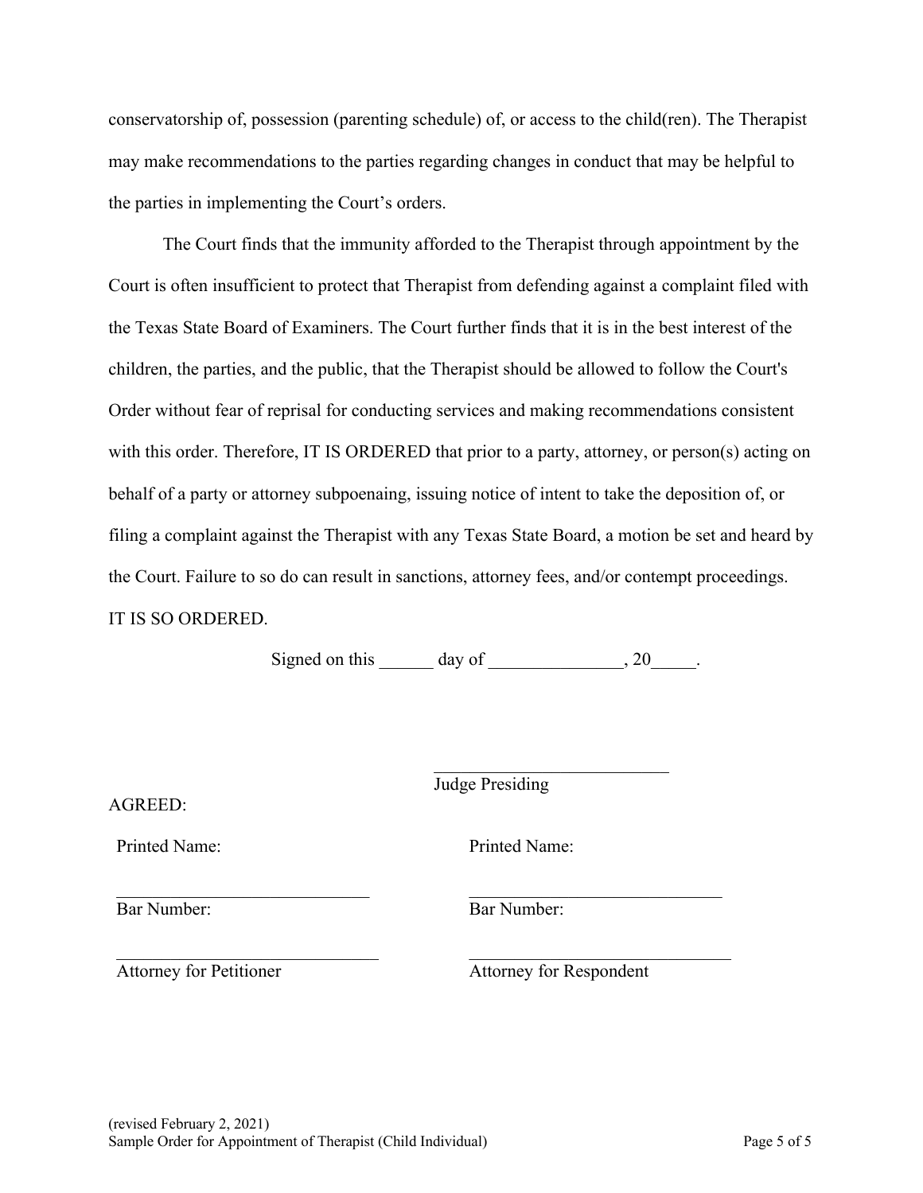conservatorship of, possession (parenting schedule) of, or access to the child(ren). The Therapist may make recommendations to the parties regarding changes in conduct that may be helpful to the parties in implementing the Court's orders.

The Court finds that the immunity afforded to the Therapist through appointment by the Court is often insufficient to protect that Therapist from defending against a complaint filed with the Texas State Board of Examiners. The Court further finds that it is in the best interest of the children, the parties, and the public, that the Therapist should be allowed to follow the Court's Order without fear of reprisal for conducting services and making recommendations consistent with this order. Therefore, IT IS ORDERED that prior to a party, attorney, or person(s) acting on behalf of a party or attorney subpoenaing, issuing notice of intent to take the deposition of, or filing a complaint against the Therapist with any Texas State Board, a motion be set and heard by the Court. Failure to so do can result in sanctions, attorney fees, and/or contempt proceedings.

IT IS SO ORDERED.

Signed on this ______ day of _______________, 20_____.

___________________________
Judge Presiding

AGREED:

| | |
|---|---|
| Printed Name: | Printed Name: |
| _____________________________ | _____________________________ |
| Bar Number: | Bar Number: |
| _____________________________ | _____________________________ |
| Attorney for Petitioner | Attorney for Respondent |

(revised February 2, 2021)
Sample Order for Appointment of Therapist (Child Individual)